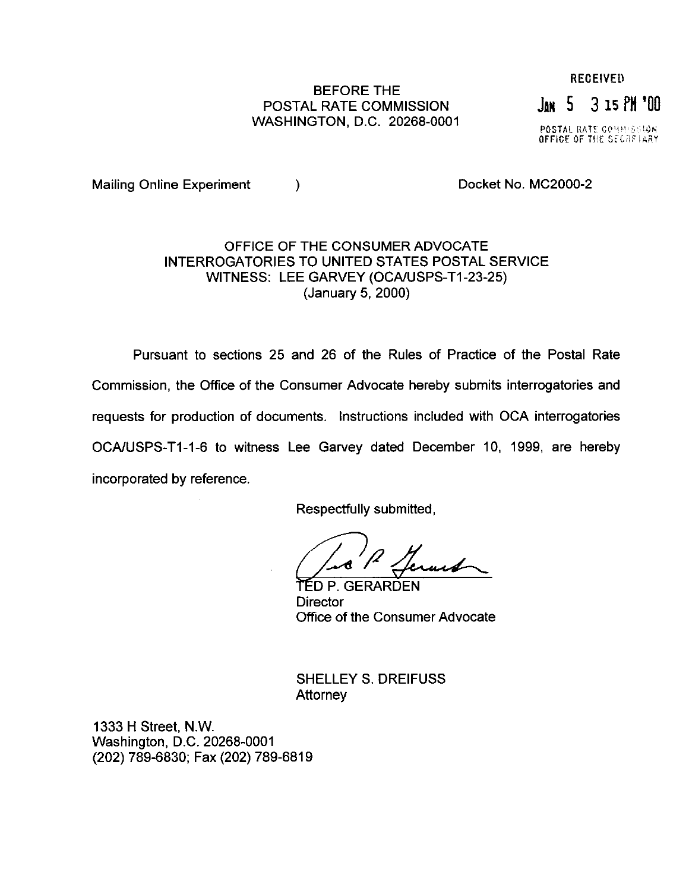RECEIVED

JAN 5 3 15 PM '00

POSTAL RATE COMMISSION
OFFICE OF THE SECRETARY

BEFORE THE
POSTAL RATE COMMISSION
WASHINGTON, D.C. 20268-0001

Mailing Online Experiment ) Docket No. MC2000-2

OFFICE OF THE CONSUMER ADVOCATE
INTERROGATORIES TO UNITED STATES POSTAL SERVICE
WITNESS: LEE GARVEY (OCA/USPS-T1-23-25)
(January 5, 2000)

Pursuant to sections 25 and 26 of the Rules of Practice of the Postal Rate Commission, the Office of the Consumer Advocate hereby submits interrogatories and requests for production of documents. Instructions included with OCA interrogatories OCA/USPS-T1-1-6 to witness Lee Garvey dated December 10, 1999, are hereby incorporated by reference.

Respectfully submitted,

TED P. GERARDEN
Director
Office of the Consumer Advocate

SHELLEY S. DREIFUSS
Attorney

1333 H Street, N.W.
Washington, D.C. 20268-0001
(202) 789-6830; Fax (202) 789-6819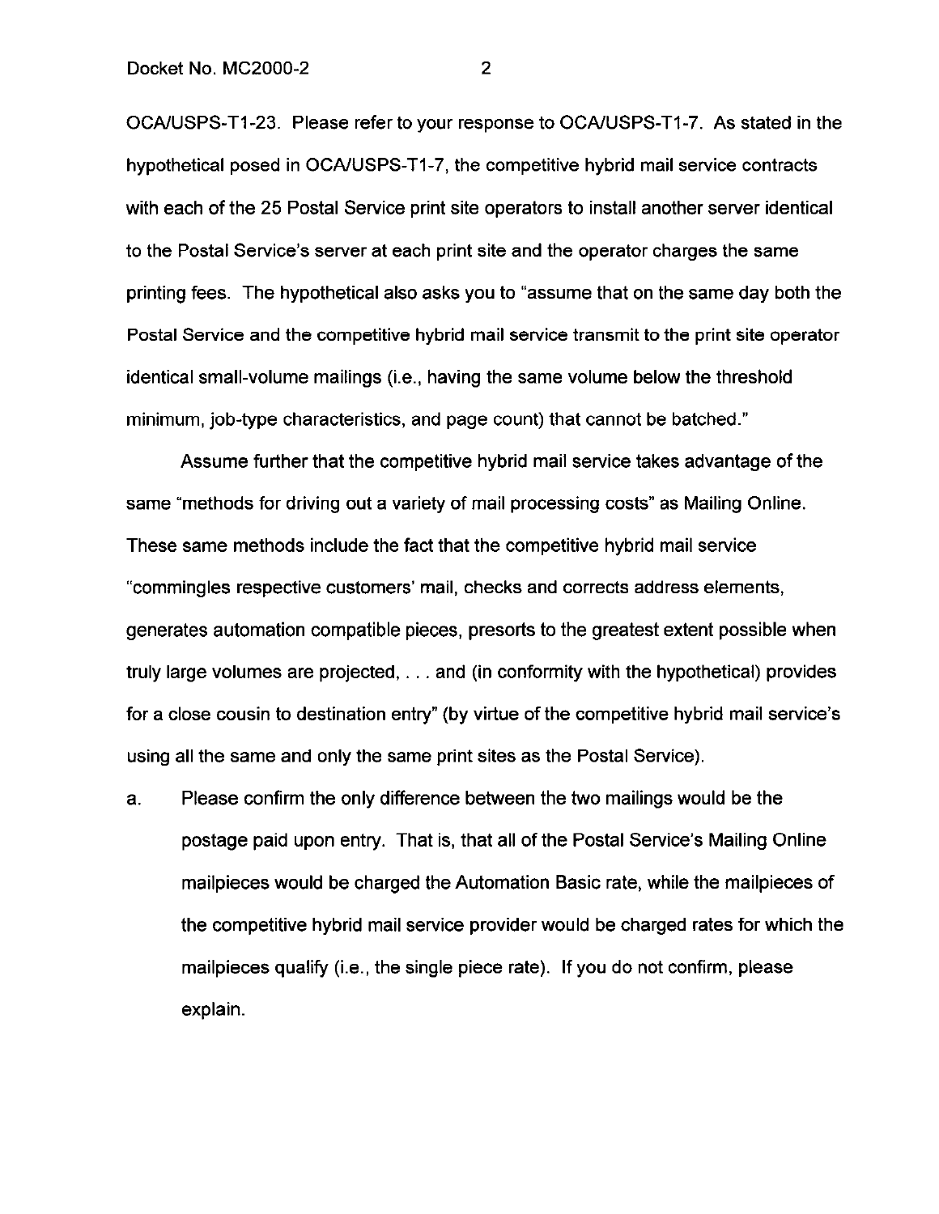OCA/USPS-T1-23. Please refer to your response to OCA/USPS-T1-7. As stated in the hypothetical posed in OCA/USPS-T1-7, the competitive hybrid mail service contracts with each of the 25 Postal Service print site operators to install another server identical to the Postal Service's server at each print site and the operator charges the same printing fees. The hypothetical also asks you to "assume that on the same day both the Postal Service and the competitive hybrid mail service transmit to the print site operator identical small-volume mailings (i.e., having the same volume below the threshold minimum, job-type characteristics, and page count) that cannot be batched."

Assume further that the competitive hybrid mail service takes advantage of the same "methods for driving out a variety of mail processing costs" as Mailing Online. These same methods include the fact that the competitive hybrid mail service "commingles respective customers' mail, checks and corrects address elements, generates automation compatible pieces, presorts to the greatest extent possible when truly large volumes are projected, . . . and (in conformity with the hypothetical) provides for a close cousin to destination entry" (by virtue of the competitive hybrid mail service's using all the same and only the same print sites as the Postal Service).

a. Please confirm the only difference between the two mailings would be the postage paid upon entry. That is, that all of the Postal Service's Mailing Online mailpieces would be charged the Automation Basic rate, while the mailpieces of the competitive hybrid mail service provider would be charged rates for which the mailpieces qualify (i.e., the single piece rate). If you do not confirm, please explain.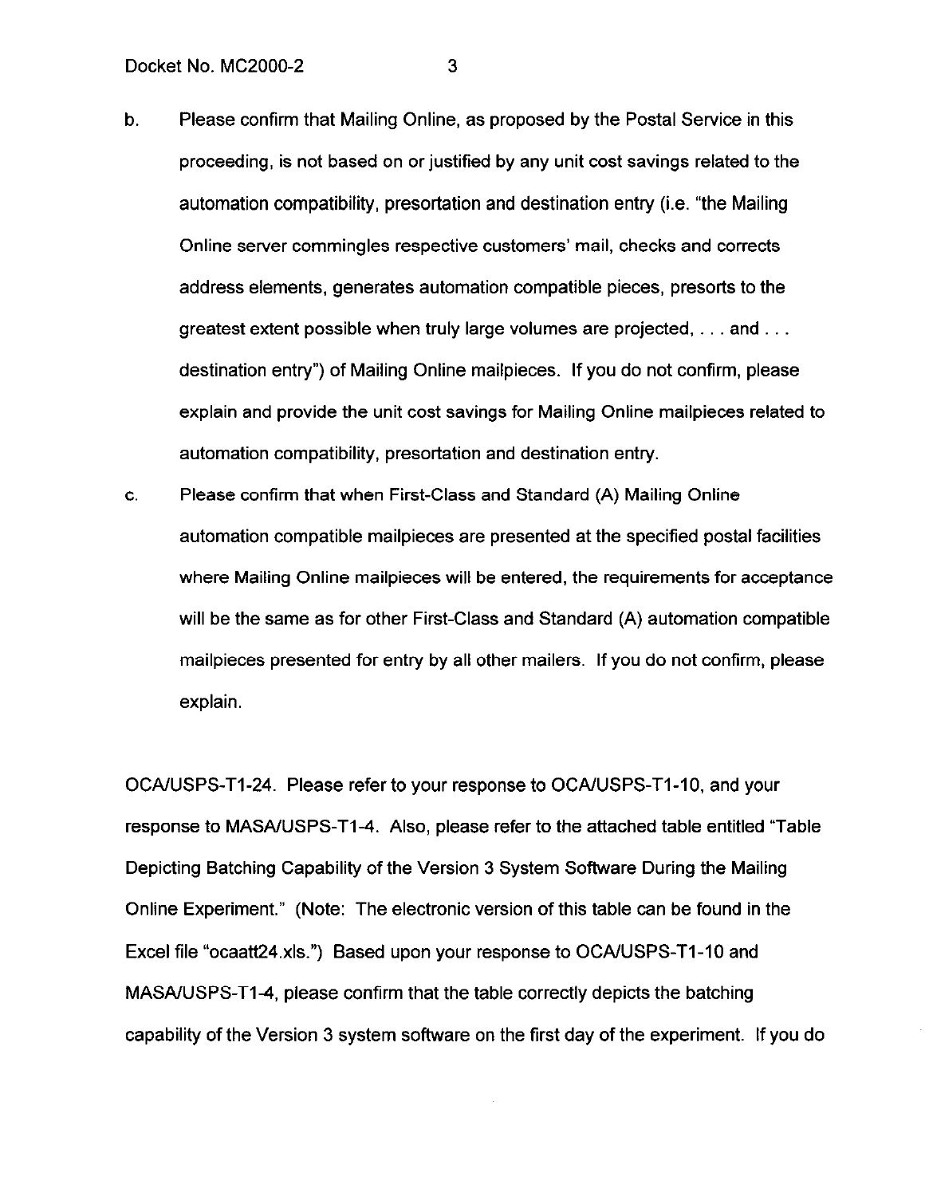b. Please confirm that Mailing Online, as proposed by the Postal Service in this proceeding, is not based on or justified by any unit cost savings related to the automation compatibility, presortation and destination entry (i.e. "the Mailing Online server commingles respective customers' mail, checks and corrects address elements, generates automation compatible pieces, presorts to the greatest extent possible when truly large volumes are projected, . . . and . . . destination entry") of Mailing Online mailpieces. If you do not confirm, please explain and provide the unit cost savings for Mailing Online mailpieces related to automation compatibility, presortation and destination entry.

c. Please confirm that when First-Class and Standard (A) Mailing Online automation compatible mailpieces are presented at the specified postal facilities where Mailing Online mailpieces will be entered, the requirements for acceptance will be the same as for other First-Class and Standard (A) automation compatible mailpieces presented for entry by all other mailers. If you do not confirm, please explain.

OCA/USPS-T1-24. Please refer to your response to OCA/USPS-T1-10, and your response to MASA/USPS-T1-4. Also, please refer to the attached table entitled "Table Depicting Batching Capability of the Version 3 System Software During the Mailing Online Experiment." (Note: The electronic version of this table can be found in the Excel file "ocaatt24.xls.") Based upon your response to OCA/USPS-T1-10 and MASA/USPS-T1-4, please confirm that the table correctly depicts the batching capability of the Version 3 system software on the first day of the experiment. If you do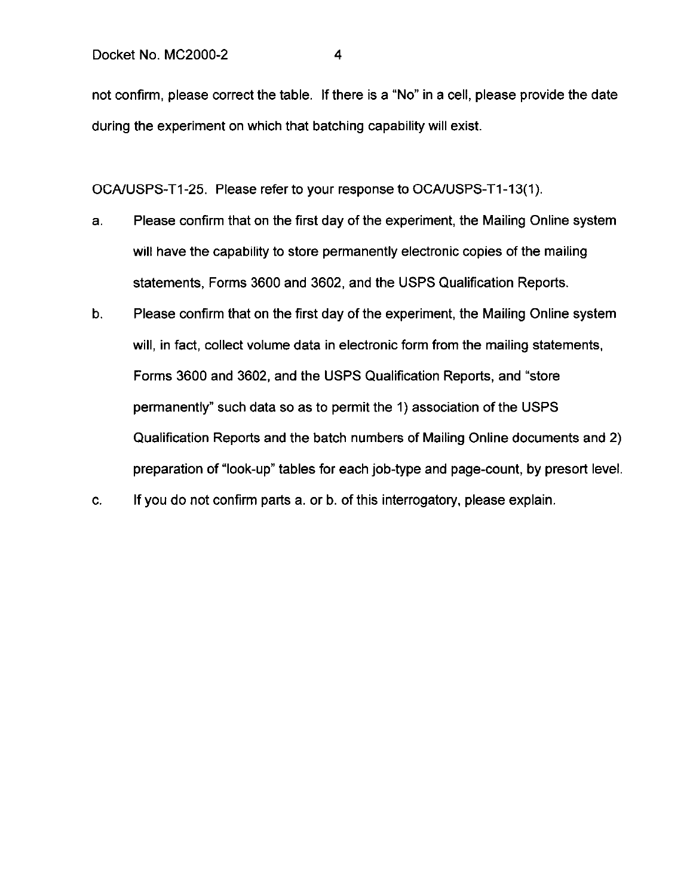not confirm, please correct the table. If there is a "No" in a cell, please provide the date during the experiment on which that batching capability will exist.

OCA/USPS-T1-25. Please refer to your response to OCA/USPS-T1-13(1).

a. Please confirm that on the first day of the experiment, the Mailing Online system will have the capability to store permanently electronic copies of the mailing statements, Forms 3600 and 3602, and the USPS Qualification Reports.

b. Please confirm that on the first day of the experiment, the Mailing Online system will, in fact, collect volume data in electronic form from the mailing statements, Forms 3600 and 3602, and the USPS Qualification Reports, and "store permanently" such data so as to permit the 1) association of the USPS Qualification Reports and the batch numbers of Mailing Online documents and 2) preparation of "look-up" tables for each job-type and page-count, by presort level.

c. If you do not confirm parts a. or b. of this interrogatory, please explain.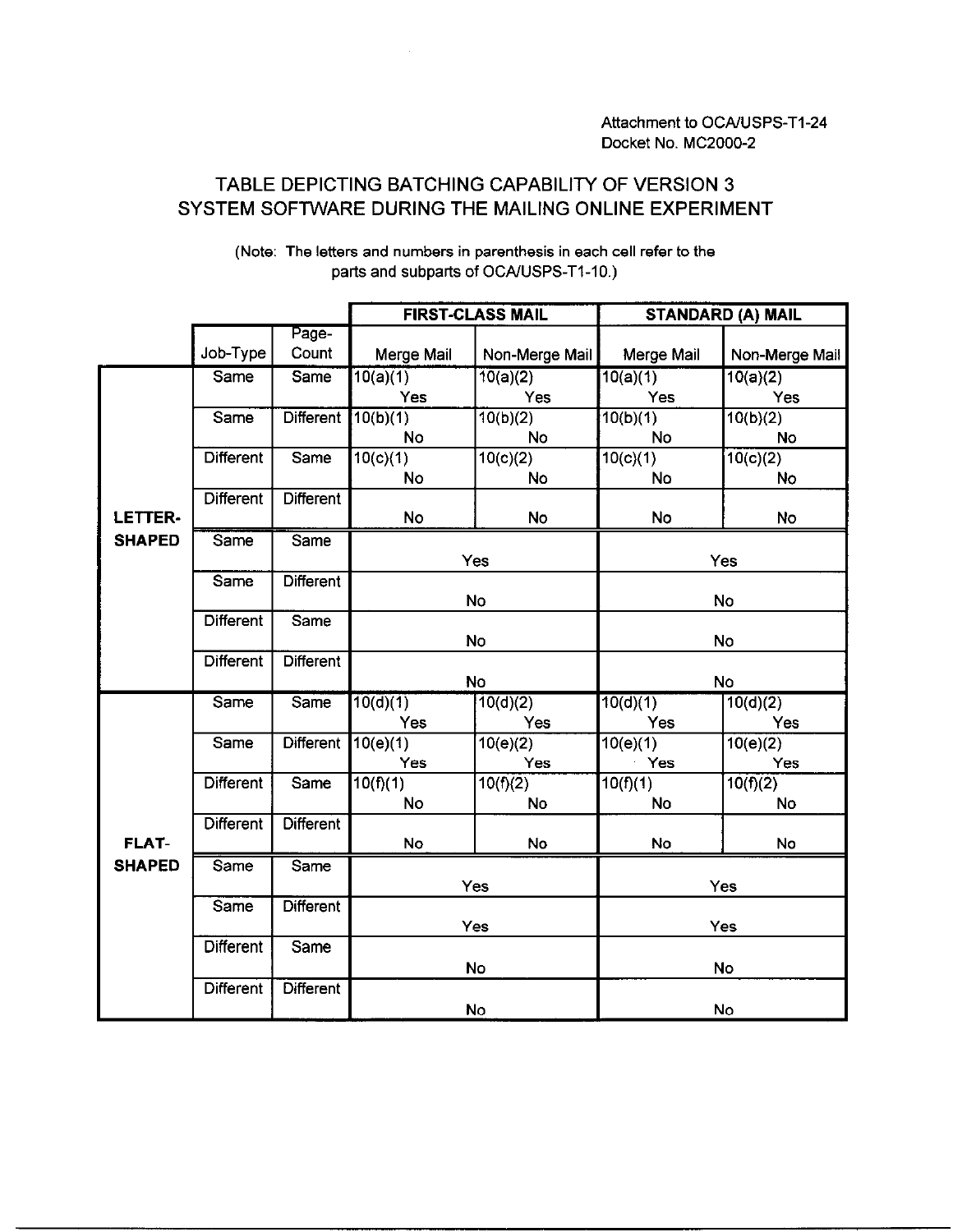Attachment to OCA/USPS-T1-24
Docket No. MC2000-2

## TABLE DEPICTING BATCHING CAPABILITY OF VERSION 3 SYSTEM SOFTWARE DURING THE MAILING ONLINE EXPERIMENT

(Note: The letters and numbers in parenthesis in each cell refer to the parts and subparts of OCA/USPS-T1-10.)

| | | | FIRST-CLASS MAIL | | STANDARD (A) MAIL | |
|---|---|---|---|---|---|---|
| | Job-Type | Page-Count | Merge Mail | Non-Merge Mail | Merge Mail | Non-Merge Mail |
| LETTER-SHAPED | Same | Same | 10(a)(1) Yes | 10(a)(2) Yes | 10(a)(1) Yes | 10(a)(2) Yes |
| | Same | Different | 10(b)(1) No | 10(b)(2) No | 10(b)(1) No | 10(b)(2) No |
| | Different | Same | 10(c)(1) No | 10(c)(2) No | 10(c)(1) No | 10(c)(2) No |
| | Different | Different | No | No | No | No |
| | Same | Same | Yes | | Yes | |
| | Same | Different | No | | No | |
| | Different | Same | No | | No | |
| | Different | Different | No | | No | |
| FLAT-SHAPED | Same | Same | 10(d)(1) Yes | 10(d)(2) Yes | 10(d)(1) Yes | 10(d)(2) Yes |
| | Same | Different | 10(e)(1) Yes | 10(e)(2) Yes | 10(e)(1) Yes | 10(e)(2) Yes |
| | Different | Same | 10(f)(1) No | 10(f)(2) No | 10(f)(1) No | 10(f)(2) No |
| | Different | Different | No | No | No | No |
| | Same | Same | Yes | | Yes | |
| | Same | Different | Yes | | Yes | |
| | Different | Same | No | | No | |
| | Different | Different | No | | No | |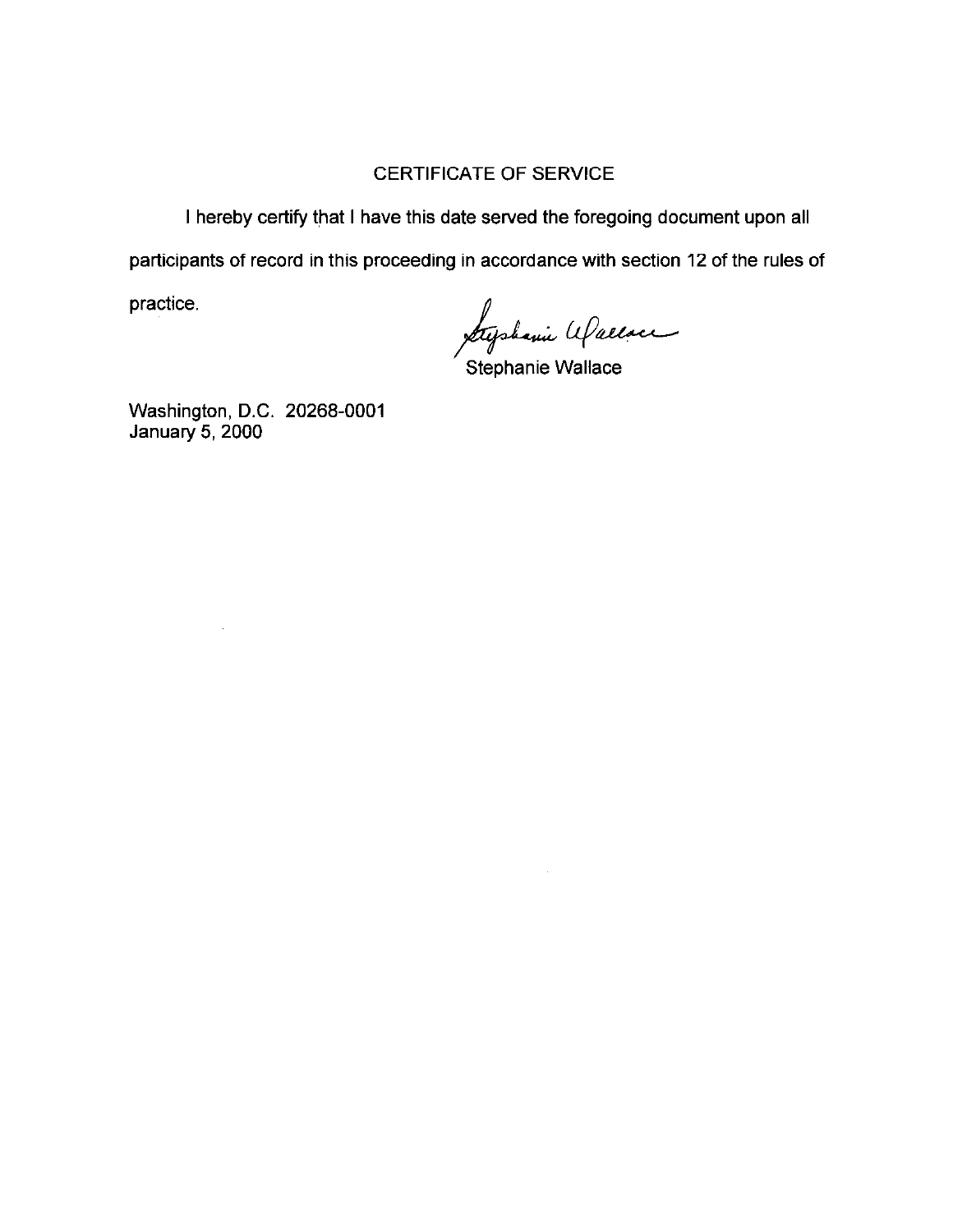# CERTIFICATE OF SERVICE

I hereby certify that I have this date served the foregoing document upon all participants of record in this proceeding in accordance with section 12 of the rules of practice.

Stephanie Wallace

Washington, D.C. 20268-0001
January 5, 2000